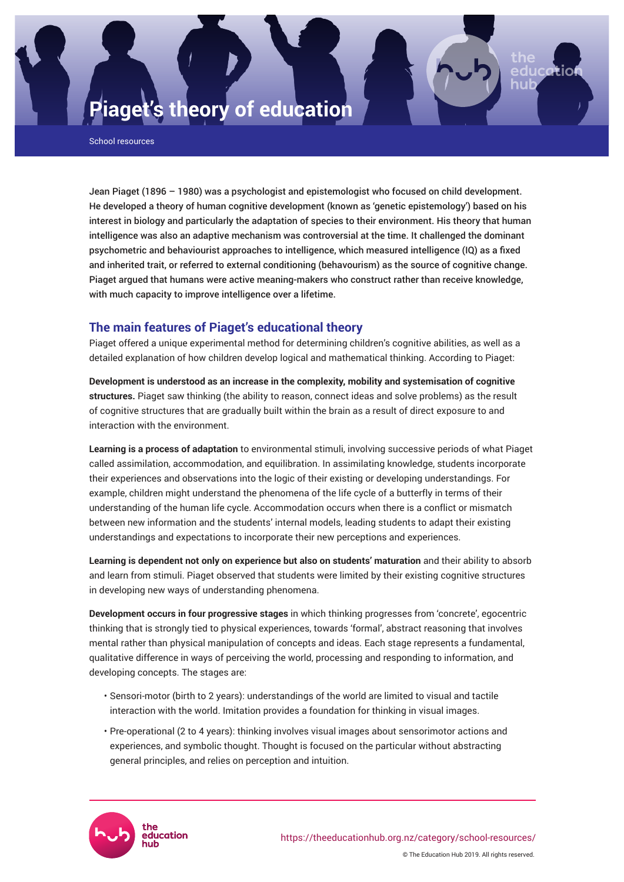# Piaget's theory of education

School resources

Jean Piaget (1896 – 1980) was a psychologist and epistemologist who focused on child development. He developed a theory of human cognitive development (known as 'genetic epistemology') based on his interest in biology and particularly the adaptation of species to their environment. His theory that human intelligence was also an adaptive mechanism was controversial at the time. It challenged the dominant psychometric and behaviourist approaches to intelligence, which measured intelligence (IQ) as a fixed and inherited trait, or referred to external conditioning (behavourism) as the source of cognitive change. Piaget argued that humans were active meaning-makers who construct rather than receive knowledge, with much capacity to improve intelligence over a lifetime.

## The main features of Piaget's educational theory

Piaget offered a unique experimental method for determining children's cognitive abilities, as well as a detailed explanation of how children develop logical and mathematical thinking. According to Piaget:

**Development is understood as an increase in the complexity, mobility and systemisation of cognitive structures.** Piaget saw thinking (the ability to reason, connect ideas and solve problems) as the result of cognitive structures that are gradually built within the brain as a result of direct exposure to and interaction with the environment.

**Learning is a process of adaptation** to environmental stimuli, involving successive periods of what Piaget called assimilation, accommodation, and equilibration. In assimilating knowledge, students incorporate their experiences and observations into the logic of their existing or developing understandings. For example, children might understand the phenomena of the life cycle of a butterfly in terms of their understanding of the human life cycle. Accommodation occurs when there is a conflict or mismatch between new information and the students' internal models, leading students to adapt their existing understandings and expectations to incorporate their new perceptions and experiences.

**Learning is dependent not only on experience but also on students' maturation** and their ability to absorb and learn from stimuli. Piaget observed that students were limited by their existing cognitive structures in developing new ways of understanding phenomena.

**Development occurs in four progressive stages** in which thinking progresses from 'concrete', egocentric thinking that is strongly tied to physical experiences, towards 'formal', abstract reasoning that involves mental rather than physical manipulation of concepts and ideas. Each stage represents a fundamental, qualitative difference in ways of perceiving the world, processing and responding to information, and developing concepts. The stages are:

- Sensori-motor (birth to 2 years): understandings of the world are limited to visual and tactile interaction with the world. Imitation provides a foundation for thinking in visual images.
- Pre-operational (2 to 4 years): thinking involves visual images about sensorimotor actions and experiences, and symbolic thought. Thought is focused on the particular without abstracting general principles, and relies on perception and intuition.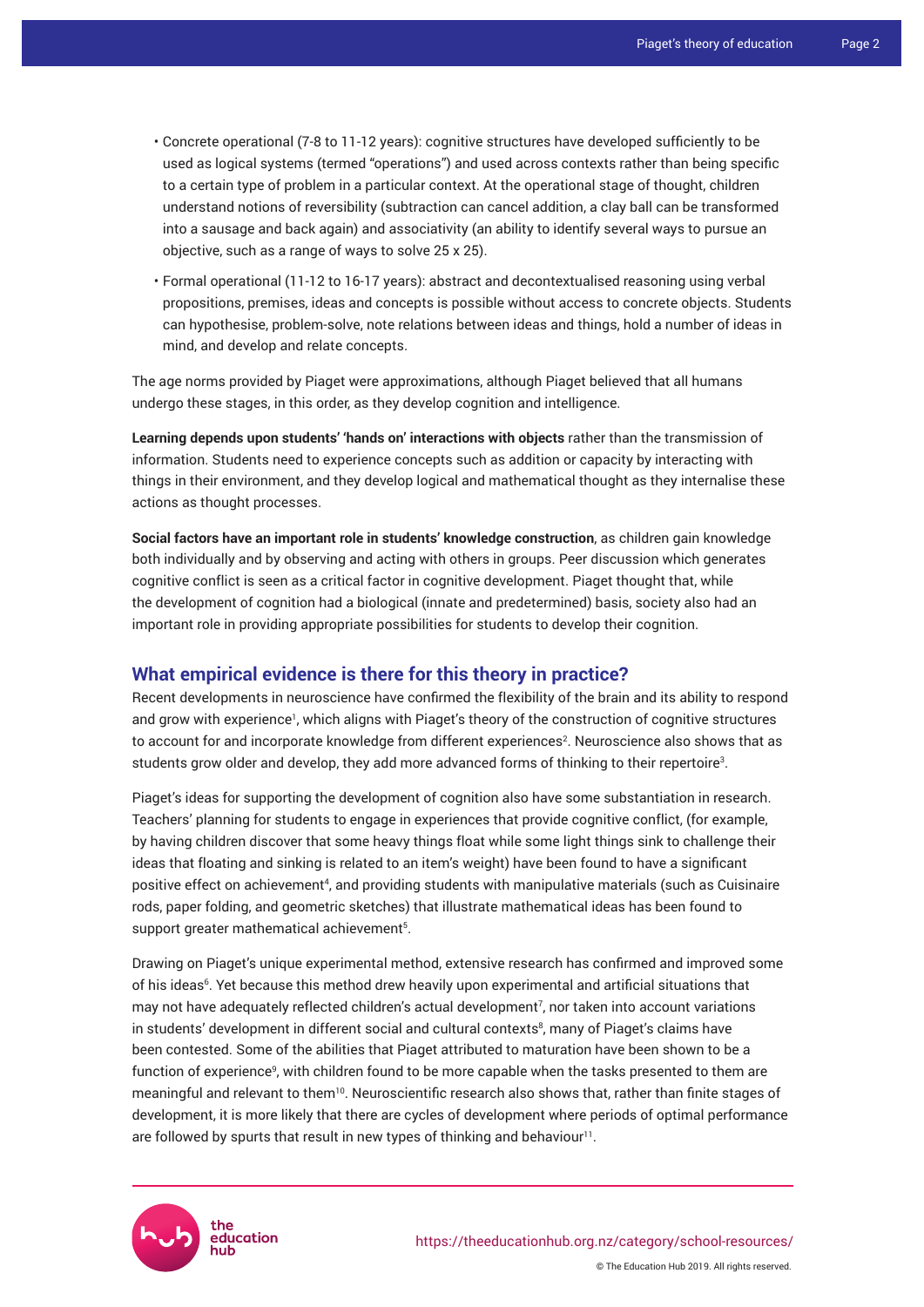- Concrete operational (7-8 to 11-12 years): cognitive structures have developed sufficiently to be used as logical systems (termed "operations") and used across contexts rather than being specific to a certain type of problem in a particular context. At the operational stage of thought, children understand notions of reversibility (subtraction can cancel addition, a clay ball can be transformed into a sausage and back again) and associativity (an ability to identify several ways to pursue an objective, such as a range of ways to solve 25 x 25).
- Formal operational (11-12 to 16-17 years): abstract and decontextualised reasoning using verbal propositions, premises, ideas and concepts is possible without access to concrete objects. Students can hypothesise, problem-solve, note relations between ideas and things, hold a number of ideas in mind, and develop and relate concepts.

The age norms provided by Piaget were approximations, although Piaget believed that all humans undergo these stages, in this order, as they develop cognition and intelligence.

**Learning depends upon students' 'hands on' interactions with objects** rather than the transmission of information. Students need to experience concepts such as addition or capacity by interacting with things in their environment, and they develop logical and mathematical thought as they internalise these actions as thought processes.

**Social factors have an important role in students' knowledge construction**, as children gain knowledge both individually and by observing and acting with others in groups. Peer discussion which generates cognitive conflict is seen as a critical factor in cognitive development. Piaget thought that, while the development of cognition had a biological (innate and predetermined) basis, society also had an important role in providing appropriate possibilities for students to develop their cognition.

## What empirical evidence is there for this theory in practice?

Recent developments in neuroscience have confirmed the flexibility of the brain and its ability to respond and grow with experience[1], which aligns with Piaget's theory of the construction of cognitive structures to account for and incorporate knowledge from different experiences[2]. Neuroscience also shows that as students grow older and develop, they add more advanced forms of thinking to their repertoire[3].

Piaget's ideas for supporting the development of cognition also have some substantiation in research. Teachers' planning for students to engage in experiences that provide cognitive conflict, (for example, by having children discover that some heavy things float while some light things sink to challenge their ideas that floating and sinking is related to an item's weight) have been found to have a significant positive effect on achievement[4], and providing students with manipulative materials (such as Cuisinaire rods, paper folding, and geometric sketches) that illustrate mathematical ideas has been found to support greater mathematical achievement[5].

Drawing on Piaget's unique experimental method, extensive research has confirmed and improved some of his ideas[6]. Yet because this method drew heavily upon experimental and artificial situations that may not have adequately reflected children's actual development[7], nor taken into account variations in students' development in different social and cultural contexts[8], many of Piaget's claims have been contested. Some of the abilities that Piaget attributed to maturation have been shown to be a function of experience[9], with children found to be more capable when the tasks presented to them are meaningful and relevant to them[10]. Neuroscientific research also shows that, rather than finite stages of development, it is more likely that there are cycles of development where periods of optimal performance are followed by spurts that result in new types of thinking and behaviour[11].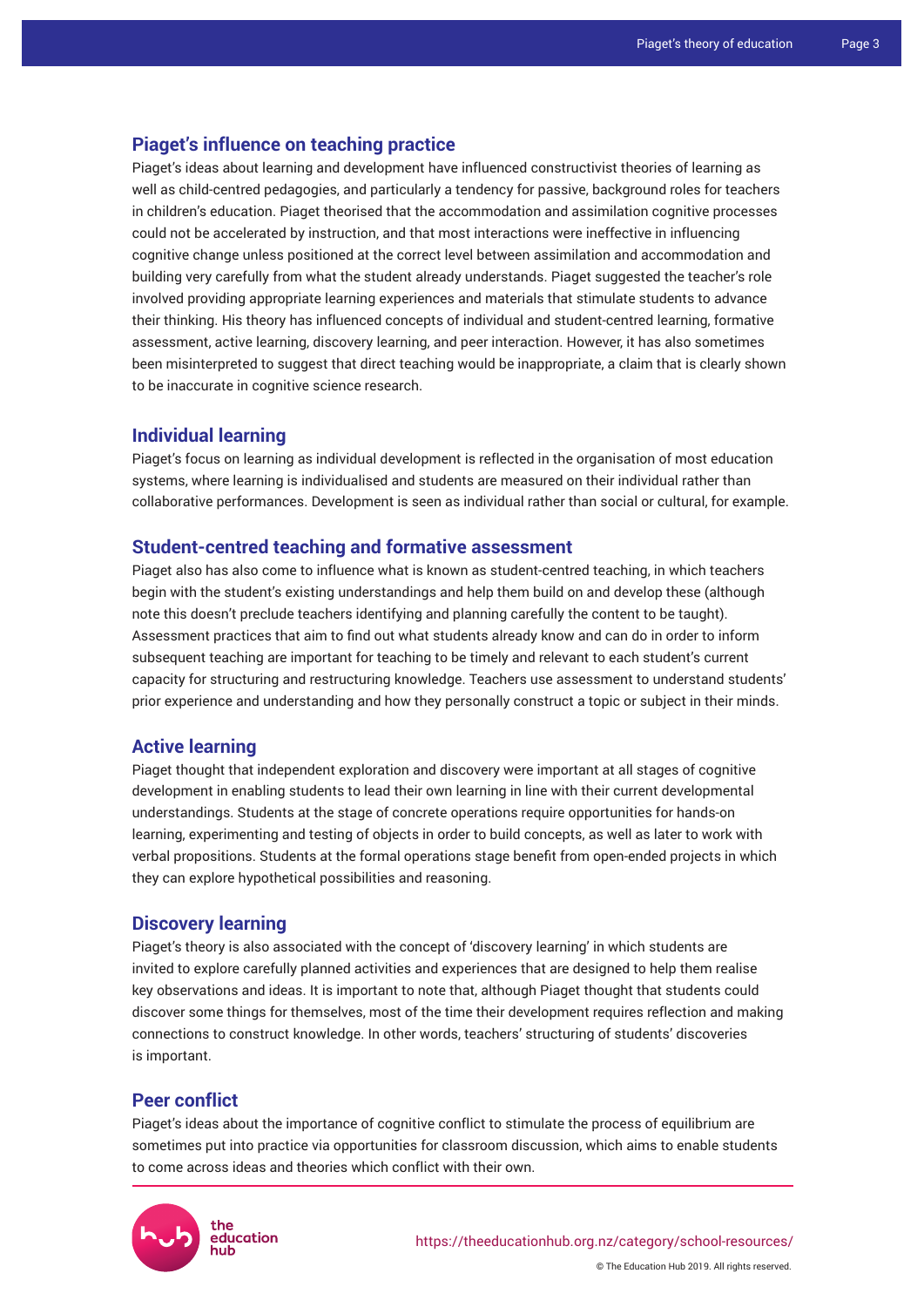## Piaget's influence on teaching practice

Piaget's ideas about learning and development have influenced constructivist theories of learning as well as child-centred pedagogies, and particularly a tendency for passive, background roles for teachers in children's education. Piaget theorised that the accommodation and assimilation cognitive processes could not be accelerated by instruction, and that most interactions were ineffective in influencing cognitive change unless positioned at the correct level between assimilation and accommodation and building very carefully from what the student already understands. Piaget suggested the teacher's role involved providing appropriate learning experiences and materials that stimulate students to advance their thinking. His theory has influenced concepts of individual and student-centred learning, formative assessment, active learning, discovery learning, and peer interaction. However, it has also sometimes been misinterpreted to suggest that direct teaching would be inappropriate, a claim that is clearly shown to be inaccurate in cognitive science research.

## Individual learning

Piaget's focus on learning as individual development is reflected in the organisation of most education systems, where learning is individualised and students are measured on their individual rather than collaborative performances. Development is seen as individual rather than social or cultural, for example.

## Student-centred teaching and formative assessment

Piaget also has also come to influence what is known as student-centred teaching, in which teachers begin with the student's existing understandings and help them build on and develop these (although note this doesn't preclude teachers identifying and planning carefully the content to be taught). Assessment practices that aim to find out what students already know and can do in order to inform subsequent teaching are important for teaching to be timely and relevant to each student's current capacity for structuring and restructuring knowledge. Teachers use assessment to understand students' prior experience and understanding and how they personally construct a topic or subject in their minds.

## Active learning

Piaget thought that independent exploration and discovery were important at all stages of cognitive development in enabling students to lead their own learning in line with their current developmental understandings. Students at the stage of concrete operations require opportunities for hands-on learning, experimenting and testing of objects in order to build concepts, as well as later to work with verbal propositions. Students at the formal operations stage benefit from open-ended projects in which they can explore hypothetical possibilities and reasoning.

## Discovery learning

Piaget's theory is also associated with the concept of 'discovery learning' in which students are invited to explore carefully planned activities and experiences that are designed to help them realise key observations and ideas. It is important to note that, although Piaget thought that students could discover some things for themselves, most of the time their development requires reflection and making connections to construct knowledge. In other words, teachers' structuring of students' discoveries is important.

## Peer conflict

Piaget's ideas about the importance of cognitive conflict to stimulate the process of equilibrium are sometimes put into practice via opportunities for classroom discussion, which aims to enable students to come across ideas and theories which conflict with their own.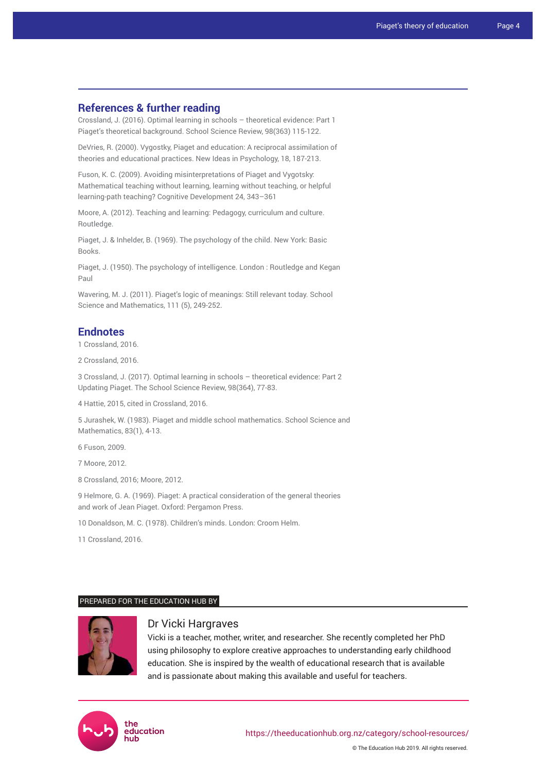## References & further reading

Crossland, J. (2016). Optimal learning in schools – theoretical evidence: Part 1 Piaget's theoretical background. School Science Review, 98(363) 115-122.

DeVries, R. (2000). Vygostky, Piaget and education: A reciprocal assimilation of theories and educational practices. New Ideas in Psychology, 18, 187-213.

Fuson, K. C. (2009). Avoiding misinterpretations of Piaget and Vygotsky: Mathematical teaching without learning, learning without teaching, or helpful learning-path teaching? Cognitive Development 24, 343–361

Moore, A. (2012). Teaching and learning: Pedagogy, curriculum and culture. Routledge.

Piaget, J. & Inhelder, B. (1969). The psychology of the child. New York: Basic Books.

Piaget, J. (1950). The psychology of intelligence. London : Routledge and Kegan Paul

Wavering, M. J. (2011). Piaget's logic of meanings: Still relevant today. School Science and Mathematics, 111 (5), 249-252.

## Endnotes

1 Crossland, 2016.

2 Crossland, 2016.

3 Crossland, J. (2017). Optimal learning in schools – theoretical evidence: Part 2 Updating Piaget. The School Science Review, 98(364), 77-83.

4 Hattie, 2015, cited in Crossland, 2016.

5 Jurashek, W. (1983). Piaget and middle school mathematics. School Science and Mathematics, 83(1), 4-13.

6 Fuson, 2009.

7 Moore, 2012.

8 Crossland, 2016; Moore, 2012.

9 Helmore, G. A. (1969). Piaget: A practical consideration of the general theories and work of Jean Piaget. Oxford: Pergamon Press.

10 Donaldson, M. C. (1978). Children's minds. London: Croom Helm.

11 Crossland, 2016.

PREPARED FOR THE EDUCATION HUB BY

### Dr Vicki Hargraves

Vicki is a teacher, mother, writer, and researcher. She recently completed her PhD using philosophy to explore creative approaches to understanding early childhood education. She is inspired by the wealth of educational research that is available and is passionate about making this available and useful for teachers.

the education hub

https://theeducationhub.org.nz/category/school-resources/

© The Education Hub 2019. All rights reserved.